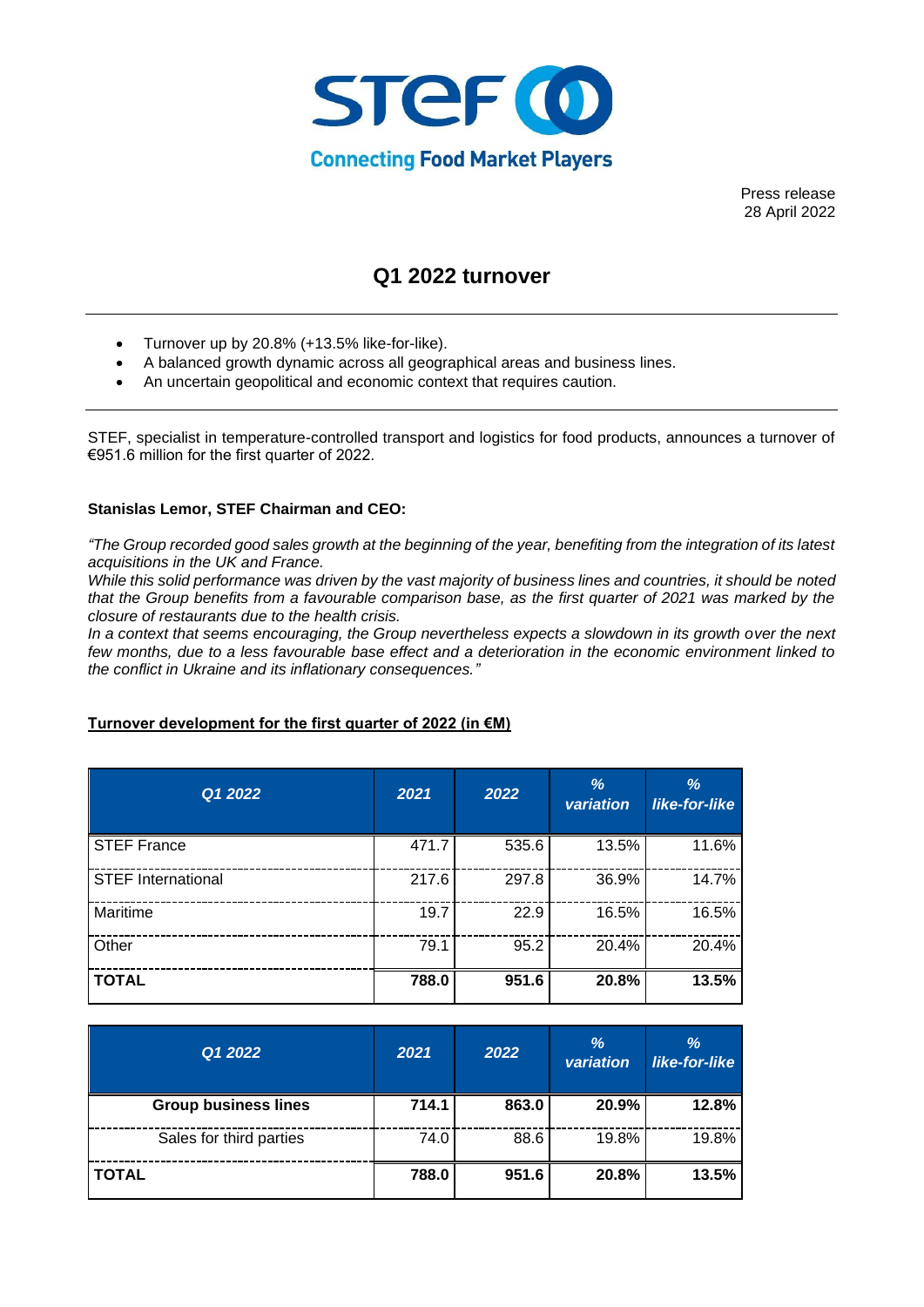Press release
28 April 2022

# Q1 2022 turnover

- Turnover up by 20.8% (+13.5% like-for-like).
- A balanced growth dynamic across all geographical areas and business lines.
- An uncertain geopolitical and economic context that requires caution.

STEF, specialist in temperature-controlled transport and logistics for food products, announces a turnover of €951.6 million for the first quarter of 2022.

**Stanislas Lemor, STEF Chairman and CEO:**

*"The Group recorded good sales growth at the beginning of the year, benefiting from the integration of its latest acquisitions in the UK and France.*
*While this solid performance was driven by the vast majority of business lines and countries, it should be noted that the Group benefits from a favourable comparison base, as the first quarter of 2021 was marked by the closure of restaurants due to the health crisis.*
*In a context that seems encouraging, the Group nevertheless expects a slowdown in its growth over the next few months, due to a less favourable base effect and a deterioration in the economic environment linked to the conflict in Ukraine and its inflationary consequences."*

**Turnover development for the first quarter of 2022 (in €M)**

| *Q1 2022* | *2021* | *2022* | *% variation* | *% like-for-like* |
|---|---|---|---|---|
| STEF France | 471.7 | 535.6 | 13.5% | 11.6% |
| STEF International | 217.6 | 297.8 | 36.9% | 14.7% |
| Maritime | 19.7 | 22.9 | 16.5% | 16.5% |
| Other | 79.1 | 95.2 | 20.4% | 20.4% |
| **TOTAL** | **788.0** | **951.6** | **20.8%** | **13.5%** |

| *Q1 2022* | *2021* | *2022* | *% variation* | *% like-for-like* |
|---|---|---|---|---|
| **Group business lines** | **714.1** | **863.0** | **20.9%** | **12.8%** |
| Sales for third parties | 74.0 | 88.6 | 19.8% | 19.8% |
| **TOTAL** | **788.0** | **951.6** | **20.8%** | **13.5%** |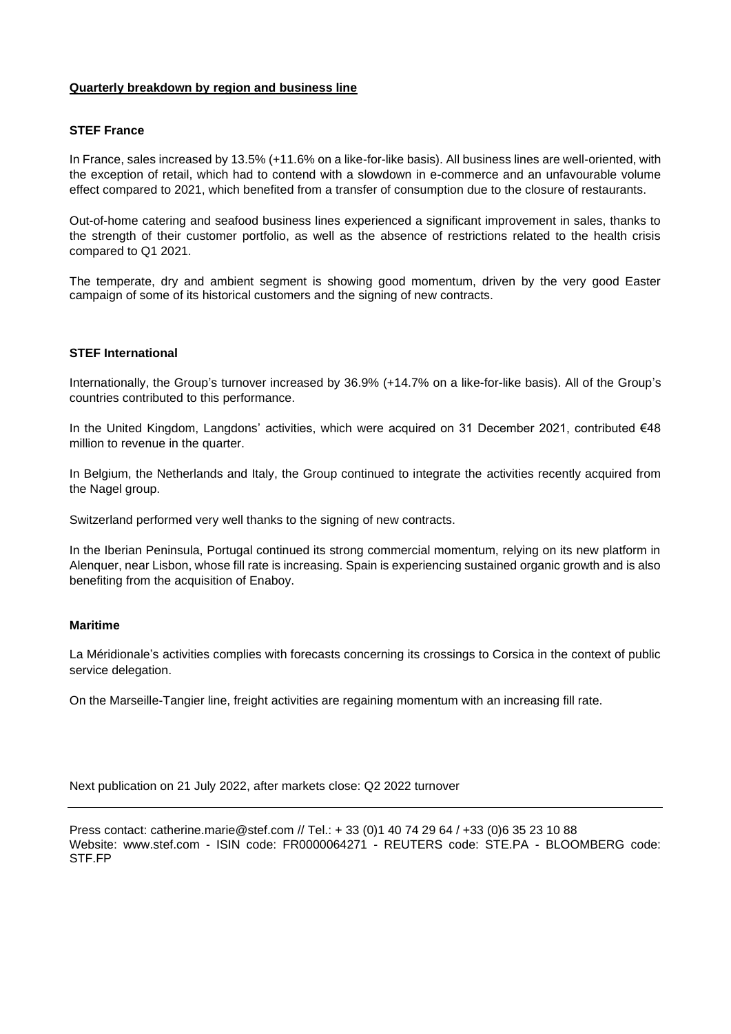## Quarterly breakdown by region and business line

### STEF France

In France, sales increased by 13.5% (+11.6% on a like-for-like basis). All business lines are well-oriented, with the exception of retail, which had to contend with a slowdown in e-commerce and an unfavourable volume effect compared to 2021, which benefited from a transfer of consumption due to the closure of restaurants.

Out-of-home catering and seafood business lines experienced a significant improvement in sales, thanks to the strength of their customer portfolio, as well as the absence of restrictions related to the health crisis compared to Q1 2021.

The temperate, dry and ambient segment is showing good momentum, driven by the very good Easter campaign of some of its historical customers and the signing of new contracts.

### STEF International

Internationally, the Group's turnover increased by 36.9% (+14.7% on a like-for-like basis). All of the Group's countries contributed to this performance.

In the United Kingdom, Langdons' activities, which were acquired on 31 December 2021, contributed €48 million to revenue in the quarter.

In Belgium, the Netherlands and Italy, the Group continued to integrate the activities recently acquired from the Nagel group.

Switzerland performed very well thanks to the signing of new contracts.

In the Iberian Peninsula, Portugal continued its strong commercial momentum, relying on its new platform in Alenquer, near Lisbon, whose fill rate is increasing. Spain is experiencing sustained organic growth and is also benefiting from the acquisition of Enaboy.

### Maritime

La Méridionale's activities complies with forecasts concerning its crossings to Corsica in the context of public service delegation.

On the Marseille-Tangier line, freight activities are regaining momentum with an increasing fill rate.

Next publication on 21 July 2022, after markets close: Q2 2022 turnover

---

Press contact: catherine.marie@stef.com // Tel.: + 33 (0)1 40 74 29 64 / +33 (0)6 35 23 10 88
Website: www.stef.com - ISIN code: FR0000064271 - REUTERS code: STE.PA - BLOOMBERG code: STF.FP